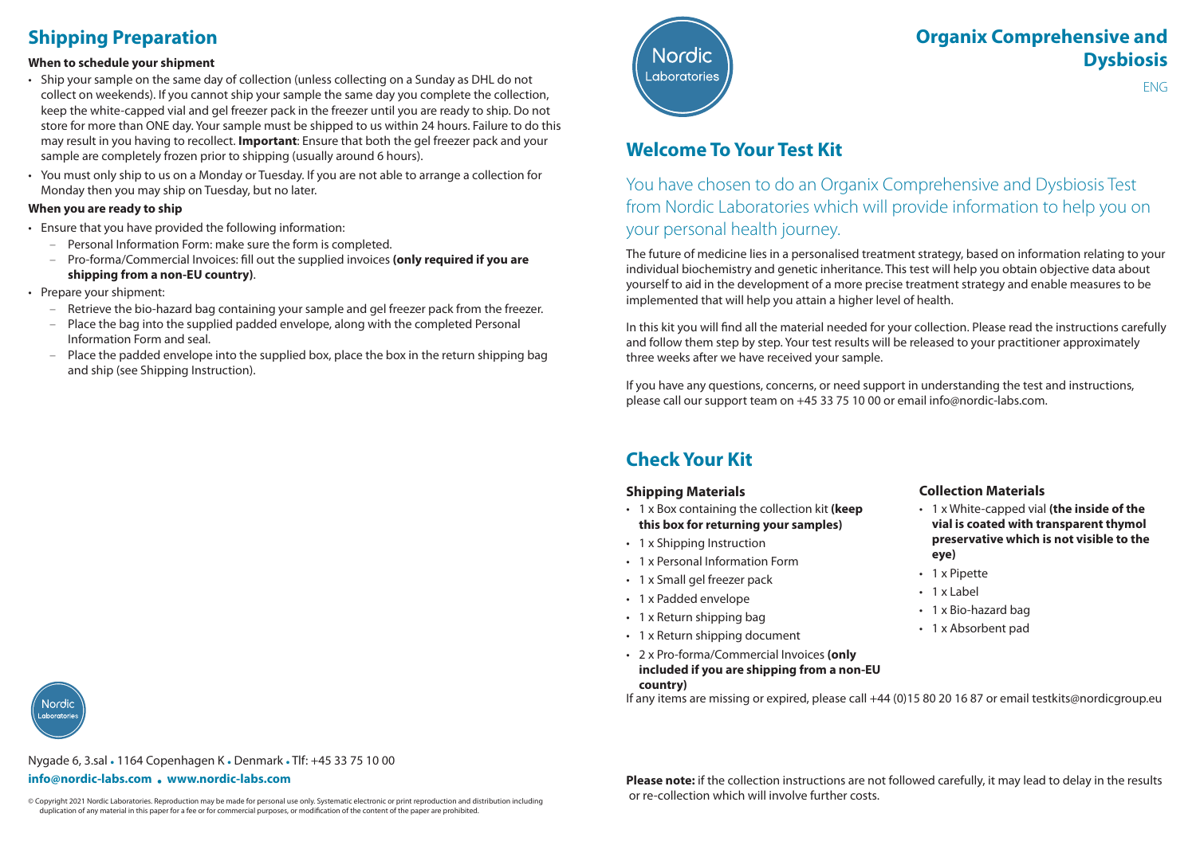## Shipping Preparation

**When to schedule your shipment**

- Ship your sample on the same day of collection (unless collecting on a Sunday as DHL do not collect on weekends). If you cannot ship your sample the same day you complete the collection, keep the white-capped vial and gel freezer pack in the freezer until you are ready to ship. Do not store for more than ONE day. Your sample must be shipped to us within 24 hours. Failure to do this may result in you having to recollect. **Important**: Ensure that both the gel freezer pack and your sample are completely frozen prior to shipping (usually around 6 hours).
- You must only ship to us on a Monday or Tuesday. If you are not able to arrange a collection for Monday then you may ship on Tuesday, but no later.

**When you are ready to ship**

- Ensure that you have provided the following information:
  - Personal Information Form: make sure the form is completed.
  - Pro-forma/Commercial Invoices: fill out the supplied invoices **(only required if you are shipping from a non-EU country)**.
- Prepare your shipment:
  - Retrieve the bio-hazard bag containing your sample and gel freezer pack from the freezer.
  - Place the bag into the supplied padded envelope, along with the completed Personal Information Form and seal.
  - Place the padded envelope into the supplied box, place the box in the return shipping bag and ship (see Shipping Instruction).

Nygade 6, 3.sal • 1164 Copenhagen K • Denmark • Tlf: +45 33 75 10 00

**info@nordic-labs.com • www.nordic-labs.com**

© Copyright 2021 Nordic Laboratories. Reproduction may be made for personal use only. Systematic electronic or print reproduction and distribution including duplication of any material in this paper for a fee or for commercial purposes, or modification of the content of the paper are prohibited.

Nordic Laboratories

# Organix Comprehensive and Dysbiosis

ENG

## Welcome To Your Test Kit

You have chosen to do an Organix Comprehensive and Dysbiosis Test from Nordic Laboratories which will provide information to help you on your personal health journey.

The future of medicine lies in a personalised treatment strategy, based on information relating to your individual biochemistry and genetic inheritance. This test will help you obtain objective data about yourself to aid in the development of a more precise treatment strategy and enable measures to be implemented that will help you attain a higher level of health.

In this kit you will find all the material needed for your collection. Please read the instructions carefully and follow them step by step. Your test results will be released to your practitioner approximately three weeks after we have received your sample.

If you have any questions, concerns, or need support in understanding the test and instructions, please call our support team on +45 33 75 10 00 or email info@nordic-labs.com.

## Check Your Kit

### Shipping Materials

- 1 x Box containing the collection kit **(keep this box for returning your samples)**
- 1 x Shipping Instruction
- 1 x Personal Information Form
- 1 x Small gel freezer pack
- 1 x Padded envelope
- 1 x Return shipping bag
- 1 x Return shipping document
- 2 x Pro-forma/Commercial Invoices **(only included if you are shipping from a non-EU country)**

### Collection Materials

- 1 x White-capped vial **(the inside of the vial is coated with transparent thymol preservative which is not visible to the eye)**
- 1 x Pipette
- 1 x Label
- 1 x Bio-hazard bag
- 1 x Absorbent pad

If any items are missing or expired, please call +44 (0)15 80 20 16 87 or email testkits@nordicgroup.eu

**Please note:** if the collection instructions are not followed carefully, it may lead to delay in the results or re-collection which will involve further costs.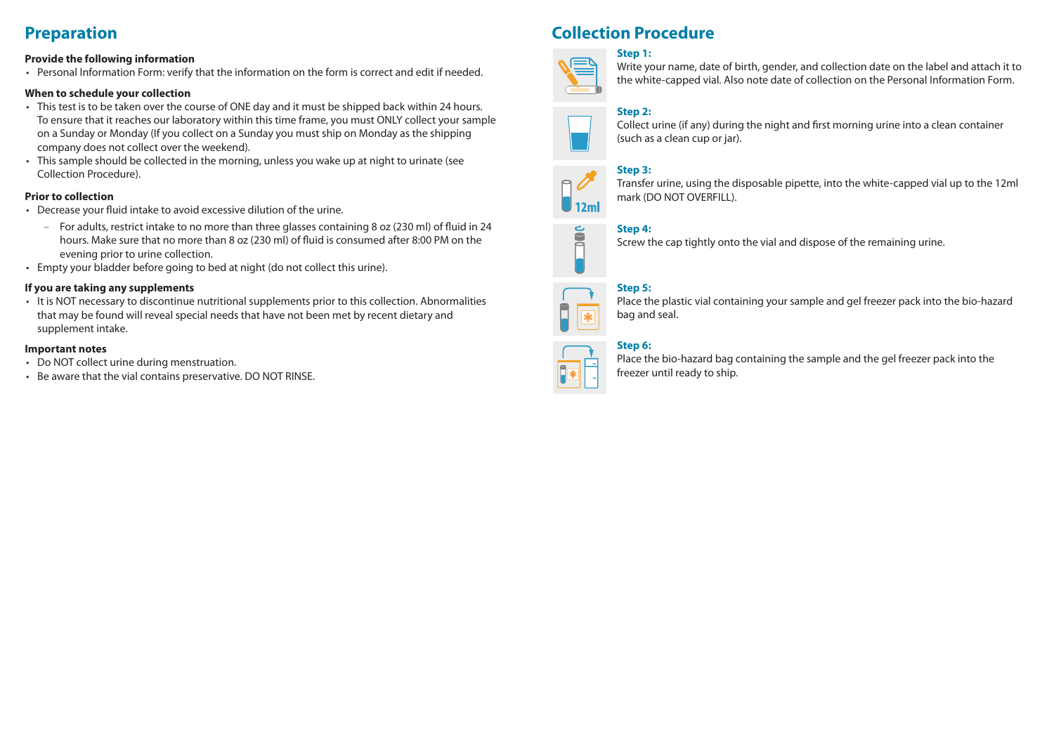## Preparation

**Provide the following information**

- Personal Information Form: verify that the information on the form is correct and edit if needed.

**When to schedule your collection**

- This test is to be taken over the course of ONE day and it must be shipped back within 24 hours. To ensure that it reaches our laboratory within this time frame, you must ONLY collect your sample on a Sunday or Monday (If you collect on a Sunday you must ship on Monday as the shipping company does not collect over the weekend).
- This sample should be collected in the morning, unless you wake up at night to urinate (see Collection Procedure).

**Prior to collection**

- Decrease your fluid intake to avoid excessive dilution of the urine.
  - For adults, restrict intake to no more than three glasses containing 8 oz (230 ml) of fluid in 24 hours. Make sure that no more than 8 oz (230 ml) of fluid is consumed after 8:00 PM on the evening prior to urine collection.
- Empty your bladder before going to bed at night (do not collect this urine).

**If you are taking any supplements**

- It is NOT necessary to discontinue nutritional supplements prior to this collection. Abnormalities that may be found will reveal special needs that have not been met by recent dietary and supplement intake.

**Important notes**

- Do NOT collect urine during menstruation.
- Be aware that the vial contains preservative. DO NOT RINSE.

## Collection Procedure

**Step 1:**
Write your name, date of birth, gender, and collection date on the label and attach it to the white-capped vial. Also note date of collection on the Personal Information Form.

**Step 2:**
Collect urine (if any) during the night and first morning urine into a clean container (such as a clean cup or jar).

**Step 3:**
Transfer urine, using the disposable pipette, into the white-capped vial up to the 12ml mark (DO NOT OVERFILL).

**Step 4:**
Screw the cap tightly onto the vial and dispose of the remaining urine.

**Step 5:**
Place the plastic vial containing your sample and gel freezer pack into the bio-hazard bag and seal.

**Step 6:**
Place the bio-hazard bag containing the sample and the gel freezer pack into the freezer until ready to ship.